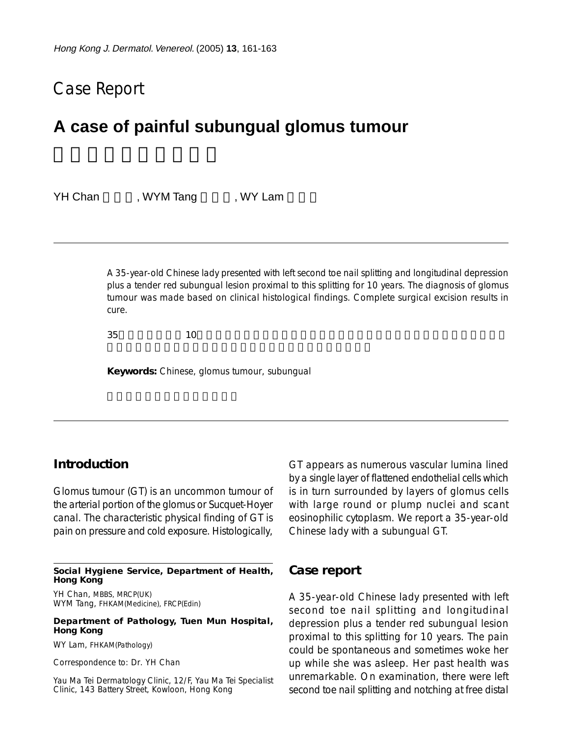# Case Report

# A case of painful subungual glomus tumour

YH Chan, WYM Tang, WY Lam

---

A 35-year-old Chinese lady presented with left second toe nail splitting and longitudinal depression plus a tender red subungual lesion proximal to this splitting for 10 years. The diagnosis of glomus tumour was made based on clinical histological findings. Complete surgical excision results in cure.

**Keywords:** Chinese, glomus tumour, subungual

---

## Introduction

Glomus tumour (GT) is an uncommon tumour of the arterial portion of the glomus or Sucquet-Hoyer canal. The characteristic physical finding of GT is pain on pressure and cold exposure. Histologically, GT appears as numerous vascular lumina lined by a single layer of flattened endothelial cells which is in turn surrounded by layers of glomus cells with large round or plump nuclei and scant eosinophilic cytoplasm. We report a 35-year-old Chinese lady with a subungual GT.

**Social Hygiene Service, Department of Health, Hong Kong**

YH Chan, MBBS, MRCP(UK)
WYM Tang, FHKAM(Medicine), FRCP(Edin)

**Department of Pathology, Tuen Mun Hospital, Hong Kong**

WY Lam, FHKAM(Pathology)

Correspondence to: Dr. YH Chan

Yau Ma Tei Dermatology Clinic, 12/F, Yau Ma Tei Specialist Clinic, 143 Battery Street, Kowloon, Hong Kong

## Case report

A 35-year-old Chinese lady presented with left second toe nail splitting and longitudinal depression plus a tender red subungual lesion proximal to this splitting for 10 years. The pain could be spontaneous and sometimes woke her up while she was asleep. Her past health was unremarkable. On examination, there were left second toe nail splitting and notching at free distal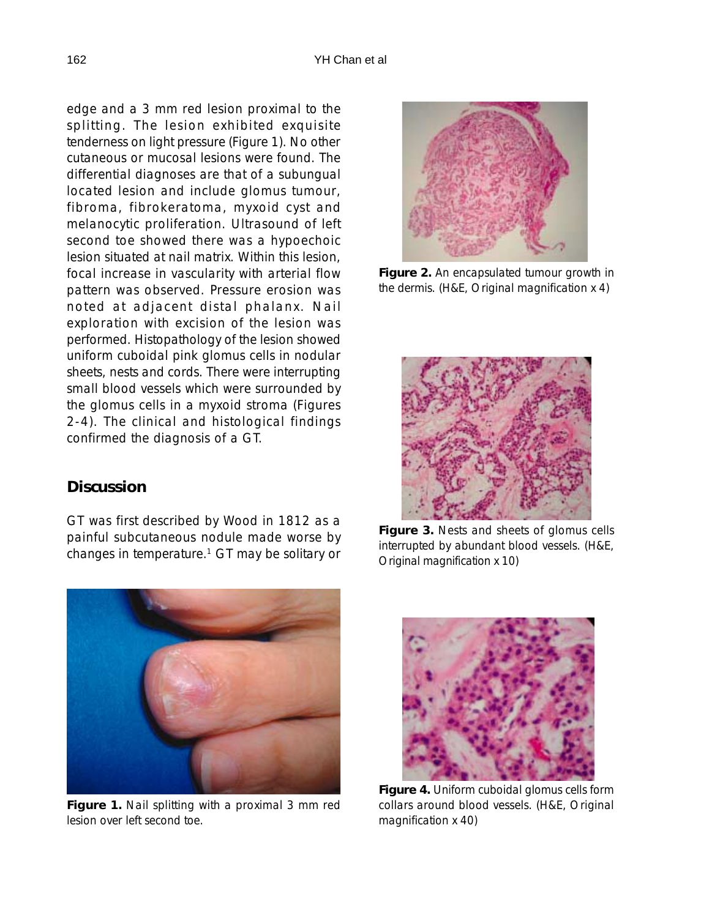edge and a 3 mm red lesion proximal to the splitting. The lesion exhibited exquisite tenderness on light pressure (Figure 1). No other cutaneous or mucosal lesions were found. The differential diagnoses are that of a subungual located lesion and include glomus tumour, fibroma, fibrokeratoma, myxoid cyst and melanocytic proliferation. Ultrasound of left second toe showed there was a hypoechoic lesion situated at nail matrix. Within this lesion, focal increase in vascularity with arterial flow pattern was observed. Pressure erosion was noted at adjacent distal phalanx. Nail exploration with excision of the lesion was performed. Histopathology of the lesion showed uniform cuboidal pink glomus cells in nodular sheets, nests and cords. There were interrupting small blood vessels which were surrounded by the glomus cells in a myxoid stroma (Figures 2-4). The clinical and histological findings confirmed the diagnosis of a GT.

**Figure 1.** Nail splitting with a proximal 3 mm red lesion over left second toe.

**Figure 2.** An encapsulated tumour growth in the dermis. (H&E, Original magnification x 4)

**Figure 3.** Nests and sheets of glomus cells interrupted by abundant blood vessels. (H&E, Original magnification x 10)

**Figure 4.** Uniform cuboidal glomus cells form collars around blood vessels. (H&E, Original magnification x 40)

## Discussion

GT was first described by Wood in 1812 as a painful subcutaneous nodule made worse by changes in temperature.[1] GT may be solitary or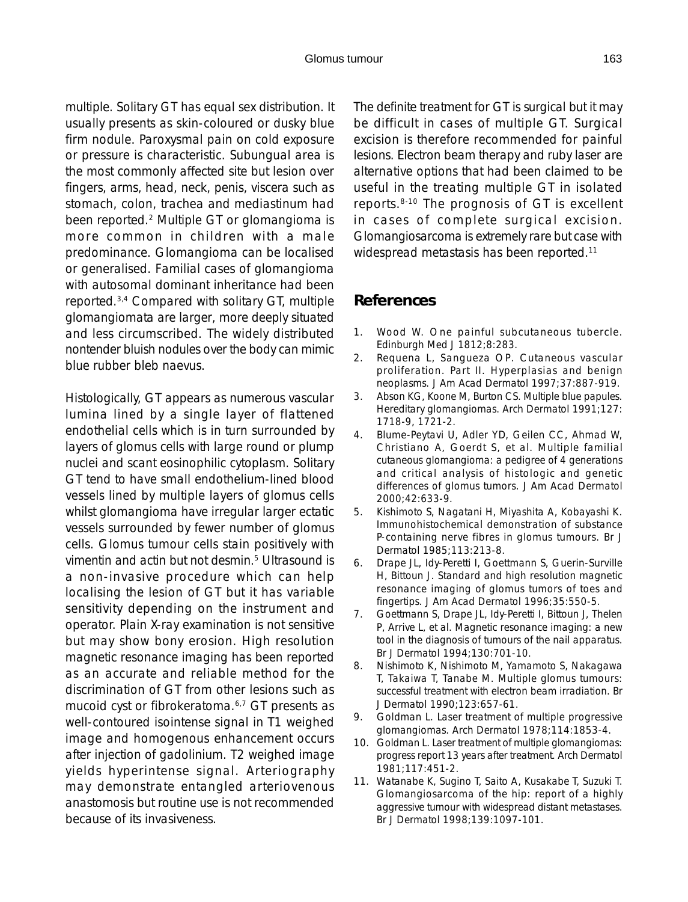multiple. Solitary GT has equal sex distribution. It usually presents as skin-coloured or dusky blue firm nodule. Paroxysmal pain on cold exposure or pressure is characteristic. Subungual area is the most commonly affected site but lesion over fingers, arms, head, neck, penis, viscera such as stomach, colon, trachea and mediastinum had been reported.[2] Multiple GT or glomangioma is more common in children with a male predominance. Glomangioma can be localised or generalised. Familial cases of glomangioma with autosomal dominant inheritance had been reported.[3,4] Compared with solitary GT, multiple glomangiomata are larger, more deeply situated and less circumscribed. The widely distributed nontender bluish nodules over the body can mimic blue rubber bleb naevus.

Histologically, GT appears as numerous vascular lumina lined by a single layer of flattened endothelial cells which is in turn surrounded by layers of glomus cells with large round or plump nuclei and scant eosinophilic cytoplasm. Solitary GT tend to have small endothelium-lined blood vessels lined by multiple layers of glomus cells whilst glomangioma have irregular larger ectatic vessels surrounded by fewer number of glomus cells. Glomus tumour cells stain positively with vimentin and actin but not desmin.[5] Ultrasound is a non-invasive procedure which can help localising the lesion of GT but it has variable sensitivity depending on the instrument and operator. Plain X-ray examination is not sensitive but may show bony erosion. High resolution magnetic resonance imaging has been reported as an accurate and reliable method for the discrimination of GT from other lesions such as mucoid cyst or fibrokeratoma.[6,7] GT presents as well-contoured isointense signal in T1 weighed image and homogenous enhancement occurs after injection of gadolinium. T2 weighed image yields hyperintense signal. Arteriography may demonstrate entangled arteriovenous anastomosis but routine use is not recommended because of its invasiveness.

The definite treatment for GT is surgical but it may be difficult in cases of multiple GT. Surgical excision is therefore recommended for painful lesions. Electron beam therapy and ruby laser are alternative options that had been claimed to be useful in the treating multiple GT in isolated reports.[8-10] The prognosis of GT is excellent in cases of complete surgical excision. Glomangiosarcoma is extremely rare but case with widespread metastasis has been reported.[11]

## References

1. Wood W. One painful subcutaneous tubercle. Edinburgh Med J 1812;8:283.
2. Requena L, Sangueza OP. Cutaneous vascular proliferation. Part II. Hyperplasias and benign neoplasms. J Am Acad Dermatol 1997;37:887-919.
3. Abson KG, Koone M, Burton CS. Multiple blue papules. Hereditary glomangiomas. Arch Dermatol 1991;127: 1718-9, 1721-2.
4. Blume-Peytavi U, Adler YD, Geilen CC, Ahmad W, Christiano A, Goerdt S, et al. Multiple familial cutaneous glomangioma: a pedigree of 4 generations and critical analysis of histologic and genetic differences of glomus tumors. J Am Acad Dermatol 2000;42:633-9.
5. Kishimoto S, Nagatani H, Miyashita A, Kobayashi K. Immunohistochemical demonstration of substance P-containing nerve fibres in glomus tumours. Br J Dermatol 1985;113:213-8.
6. Drape JL, Idy-Peretti I, Goettmann S, Guerin-Surville H, Bittoun J. Standard and high resolution magnetic resonance imaging of glomus tumors of toes and fingertips. J Am Acad Dermatol 1996;35:550-5.
7. Goettmann S, Drape JL, Idy-Peretti I, Bittoun J, Thelen P, Arrive L, et al. Magnetic resonance imaging: a new tool in the diagnosis of tumours of the nail apparatus. Br J Dermatol 1994;130:701-10.
8. Nishimoto K, Nishimoto M, Yamamoto S, Nakagawa T, Takaiwa T, Tanabe M. Multiple glomus tumours: successful treatment with electron beam irradiation. Br J Dermatol 1990;123:657-61.
9. Goldman L. Laser treatment of multiple progressive glomangiomas. Arch Dermatol 1978;114:1853-4.
10. Goldman L. Laser treatment of multiple glomangiomas: progress report 13 years after treatment. Arch Dermatol 1981;117:451-2.
11. Watanabe K, Sugino T, Saito A, Kusakabe T, Suzuki T. Glomangiosarcoma of the hip: report of a highly aggressive tumour with widespread distant metastases. Br J Dermatol 1998;139:1097-101.